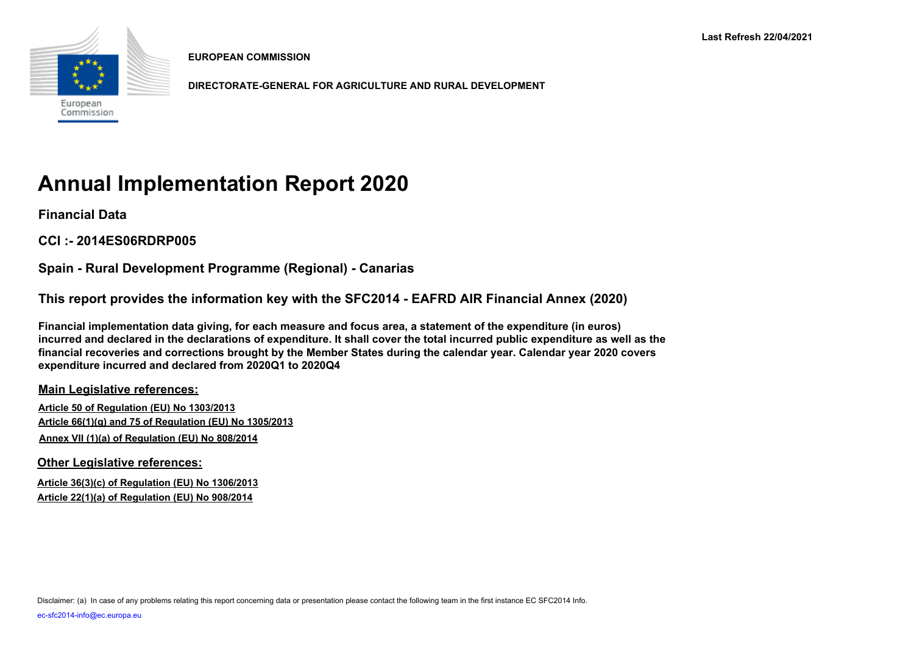**EUROPEAN COMMISSION**

**DIRECTORATE-GENERAL FOR AGRICULTURE AND RURAL DEVELOPMENT**

**Last Refresh 22/04/2021**

# Annual Implementation Report 2020

## Financial Data

## CCI :- 2014ES06RDRP005

## Spain - Rural Development Programme (Regional) - Canarias

## This report provides the information key with the SFC2014 - EAFRD AIR Financial Annex (2020)

**Financial implementation data giving, for each measure and focus area, a statement of the expenditure (in euros) incurred and declared in the declarations of expenditure. It shall cover the total incurred public expenditure as well as the financial recoveries and corrections brought by the Member States during the calendar year. Calendar year 2020 covers expenditure incurred and declared from 2020Q1 to 2020Q4**

### Main Legislative references:

Article 50 of Regulation (EU) No 1303/2013

Article 66(1)(g) and 75 of Regulation (EU) No 1305/2013

Annex VII (1)(a) of Regulation (EU) No 808/2014

### Other Legislative references:

Article 36(3)(c) of Regulation (EU) No 1306/2013

Article 22(1)(a) of Regulation (EU) No 908/2014

Disclaimer: (a) In case of any problems relating this report concerning data or presentation please contact the following team in the first instance EC SFC2014 Info.

ec-sfc2014-info@ec.europa.eu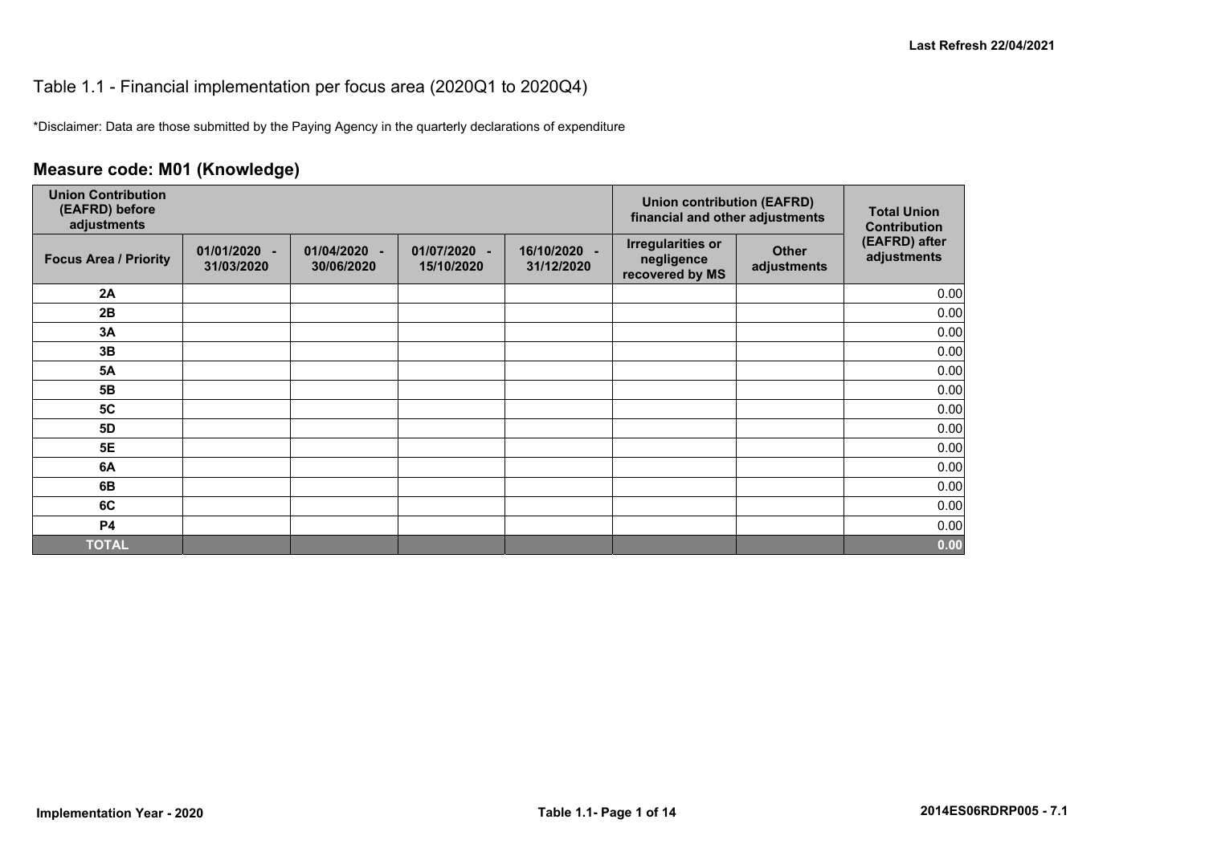Last Refresh 22/04/2021

Table 1.1 - Financial implementation per focus area (2020Q1 to 2020Q4)

*Disclaimer: Data are those submitted by the Paying Agency in the quarterly declarations of expenditure

## Measure code: M01 (Knowledge)

| Union Contribution (EAFRD) before adjustments | | | | | Union contribution (EAFRD) financial and other adjustments | | Total Union Contribution (EAFRD) after adjustments |
|---|---|---|---|---|---|---|---|
| Focus Area / Priority | 01/01/2020 - 31/03/2020 | 01/04/2020 - 30/06/2020 | 01/07/2020 - 15/10/2020 | 16/10/2020 - 31/12/2020 | Irregularities or negligence recovered by MS | Other adjustments | |
| 2A | | | | | | | 0.00 |
| 2B | | | | | | | 0.00 |
| 3A | | | | | | | 0.00 |
| 3B | | | | | | | 0.00 |
| 5A | | | | | | | 0.00 |
| 5B | | | | | | | 0.00 |
| 5C | | | | | | | 0.00 |
| 5D | | | | | | | 0.00 |
| 5E | | | | | | | 0.00 |
| 6A | | | | | | | 0.00 |
| 6B | | | | | | | 0.00 |
| 6C | | | | | | | 0.00 |
| P4 | | | | | | | 0.00 |
| **TOTAL** | | | | | | | **0.00** |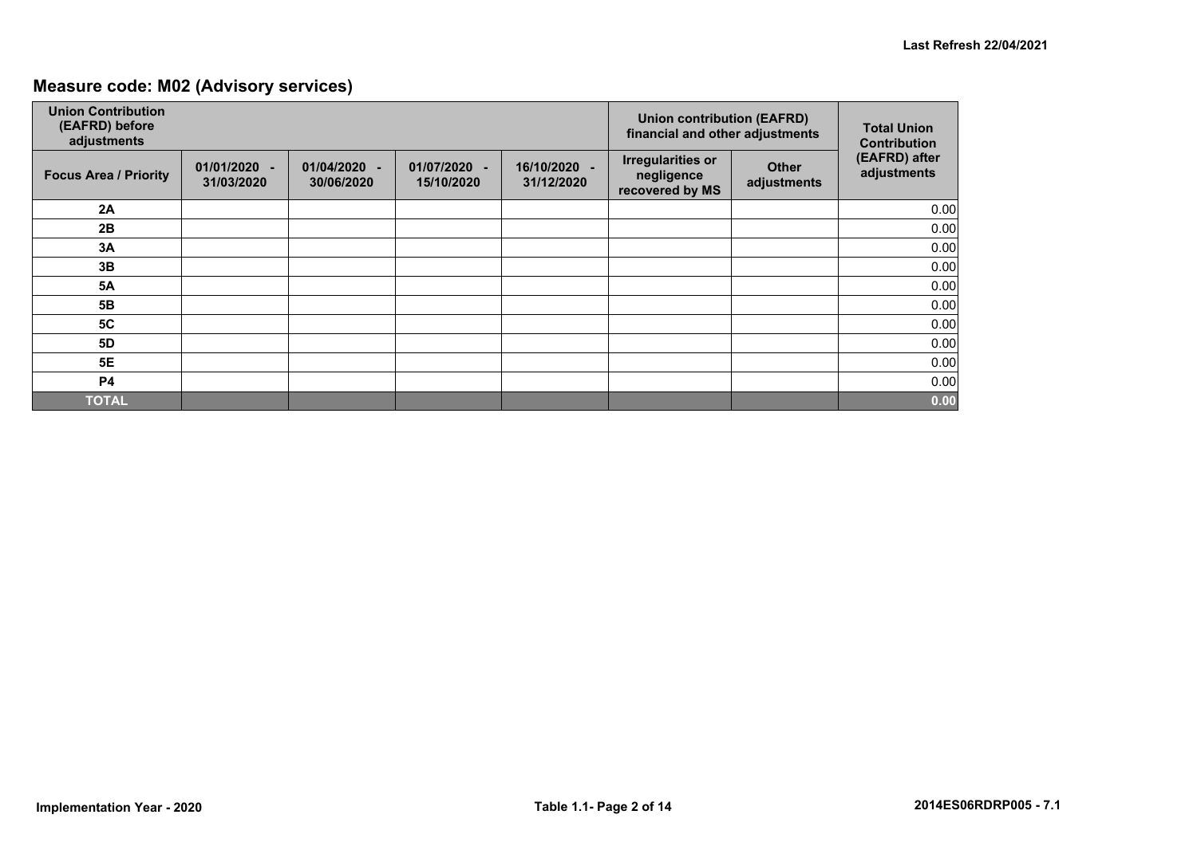## Measure code: M02 (Advisory services)

| Union Contribution (EAFRD) before adjustments | | | | | Union contribution (EAFRD) financial and other adjustments | | Total Union Contribution (EAFRD) after adjustments |
|---|---|---|---|---|---|---|---|
| Focus Area / Priority | 01/01/2020 - 31/03/2020 | 01/04/2020 - 30/06/2020 | 01/07/2020 - 15/10/2020 | 16/10/2020 - 31/12/2020 | Irregularities or negligence recovered by MS | Other adjustments | |
| 2A | | | | | | | 0.00 |
| 2B | | | | | | | 0.00 |
| 3A | | | | | | | 0.00 |
| 3B | | | | | | | 0.00 |
| 5A | | | | | | | 0.00 |
| 5B | | | | | | | 0.00 |
| 5C | | | | | | | 0.00 |
| 5D | | | | | | | 0.00 |
| 5E | | | | | | | 0.00 |
| P4 | | | | | | | 0.00 |
| **TOTAL** | | | | | | | **0.00** |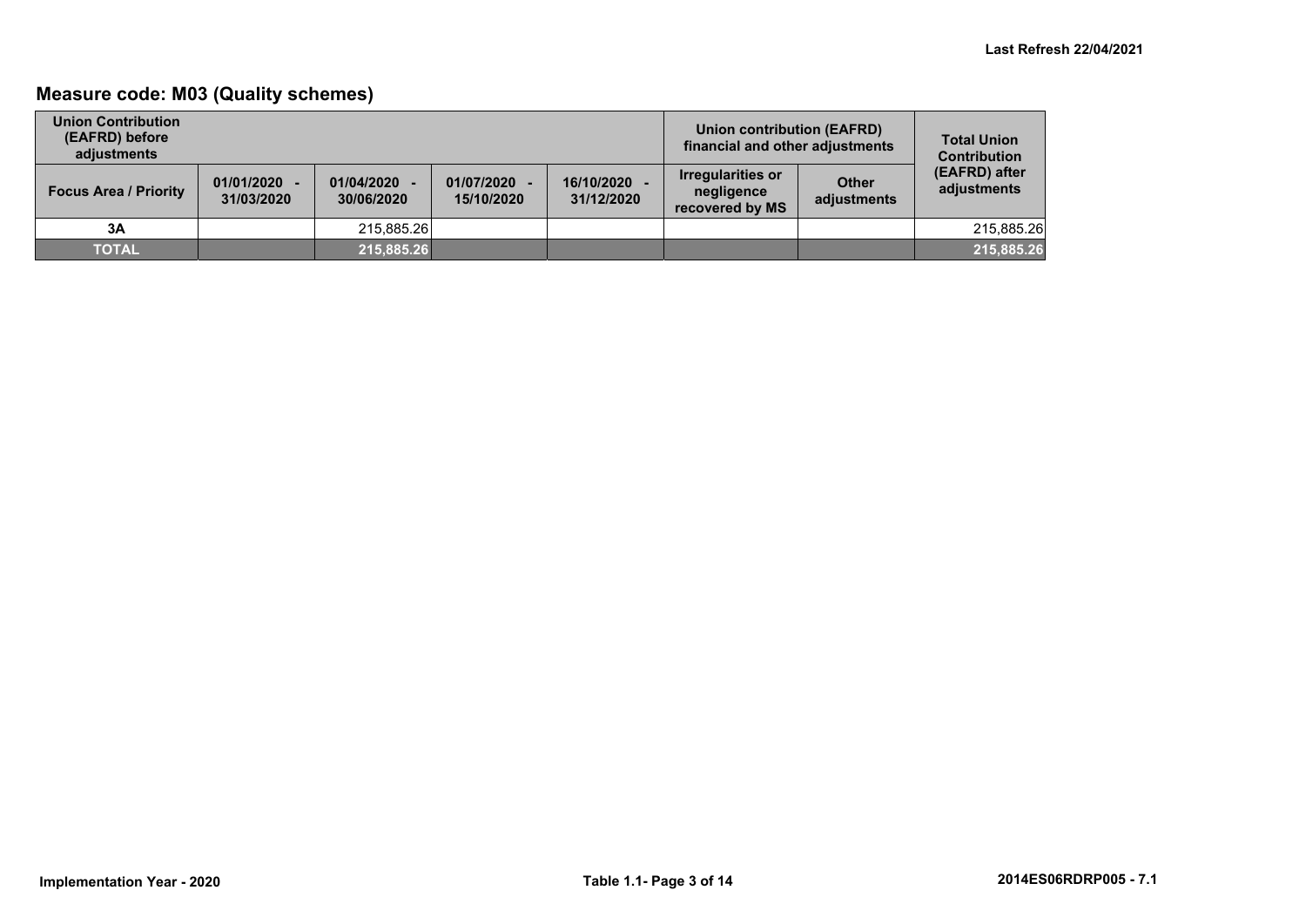## Measure code: M03 (Quality schemes)

| Union Contribution (EAFRD) before adjustments | | | | | Union contribution (EAFRD) financial and other adjustments | | Total Union Contribution (EAFRD) after adjustments |
|---|---|---|---|---|---|---|---|
| Focus Area / Priority | 01/01/2020 - 31/03/2020 | 01/04/2020 - 30/06/2020 | 01/07/2020 - 15/10/2020 | 16/10/2020 - 31/12/2020 | Irregularities or negligence recovered by MS | Other adjustments | |
| 3A | | 215,885.26 | | | | | 215,885.26 |
| **TOTAL** | | **215,885.26** | | | | | **215,885.26** |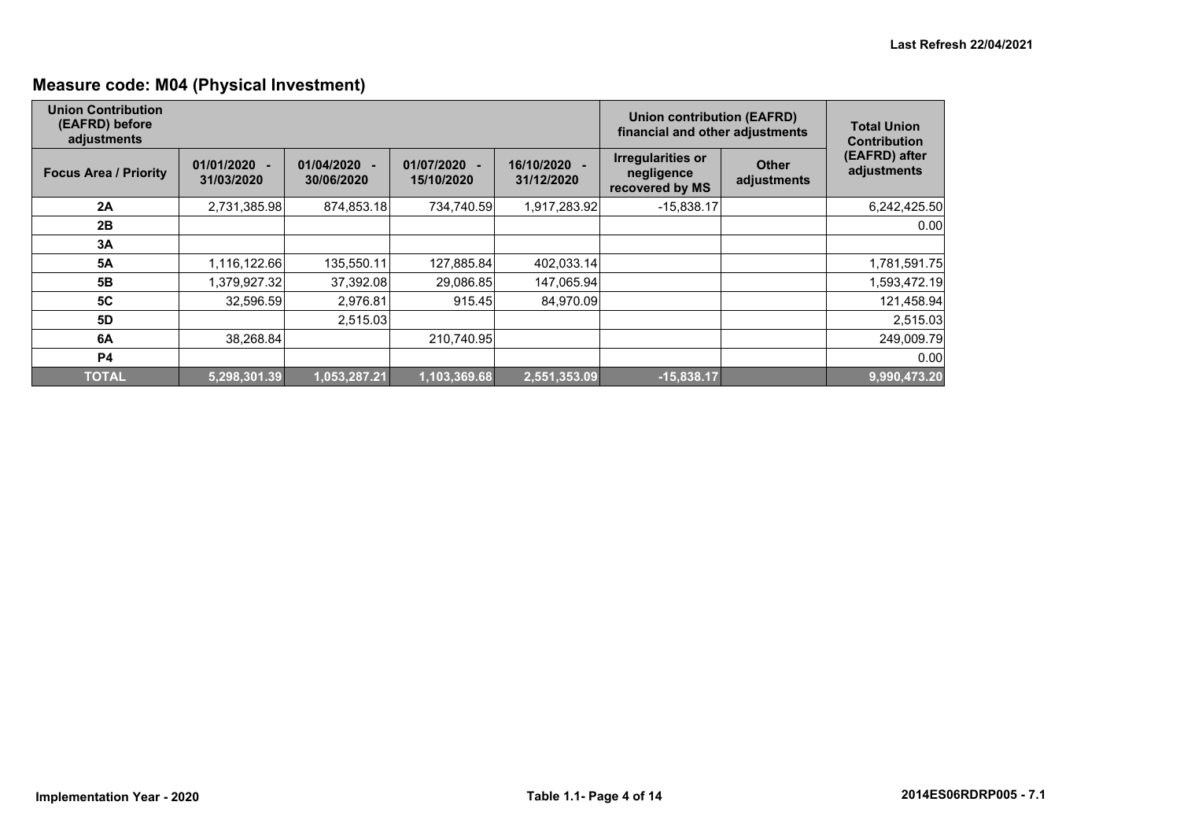Last Refresh 22/04/2021

## Measure code: M04 (Physical Investment)

| Union Contribution (EAFRD) before adjustments | | | | | Union contribution (EAFRD) financial and other adjustments | | Total Union Contribution (EAFRD) after adjustments |
|---|---|---|---|---|---|---|---|
| Focus Area / Priority | 01/01/2020 - 31/03/2020 | 01/04/2020 - 30/06/2020 | 01/07/2020 - 15/10/2020 | 16/10/2020 - 31/12/2020 | Irregularities or negligence recovered by MS | Other adjustments | |
| 2A | 2,731,385.98 | 874,853.18 | 734,740.59 | 1,917,283.92 | -15,838.17 | | 6,242,425.50 |
| 2B | | | | | | | 0.00 |
| 3A | | | | | | | |
| 5A | 1,116,122.66 | 135,550.11 | 127,885.84 | 402,033.14 | | | 1,781,591.75 |
| 5B | 1,379,927.32 | 37,392.08 | 29,086.85 | 147,065.94 | | | 1,593,472.19 |
| 5C | 32,596.59 | 2,976.81 | 915.45 | 84,970.09 | | | 121,458.94 |
| 5D | | 2,515.03 | | | | | 2,515.03 |
| 6A | 38,268.84 | | 210,740.95 | | | | 249,009.79 |
| P4 | | | | | | | 0.00 |
| **TOTAL** | **5,298,301.39** | **1,053,287.21** | **1,103,369.68** | **2,551,353.09** | **-15,838.17** | | **9,990,473.20** |

Implementation Year - 2020

Table 1.1- Page 4 of 14

2014ES06RDRP005 - 7.1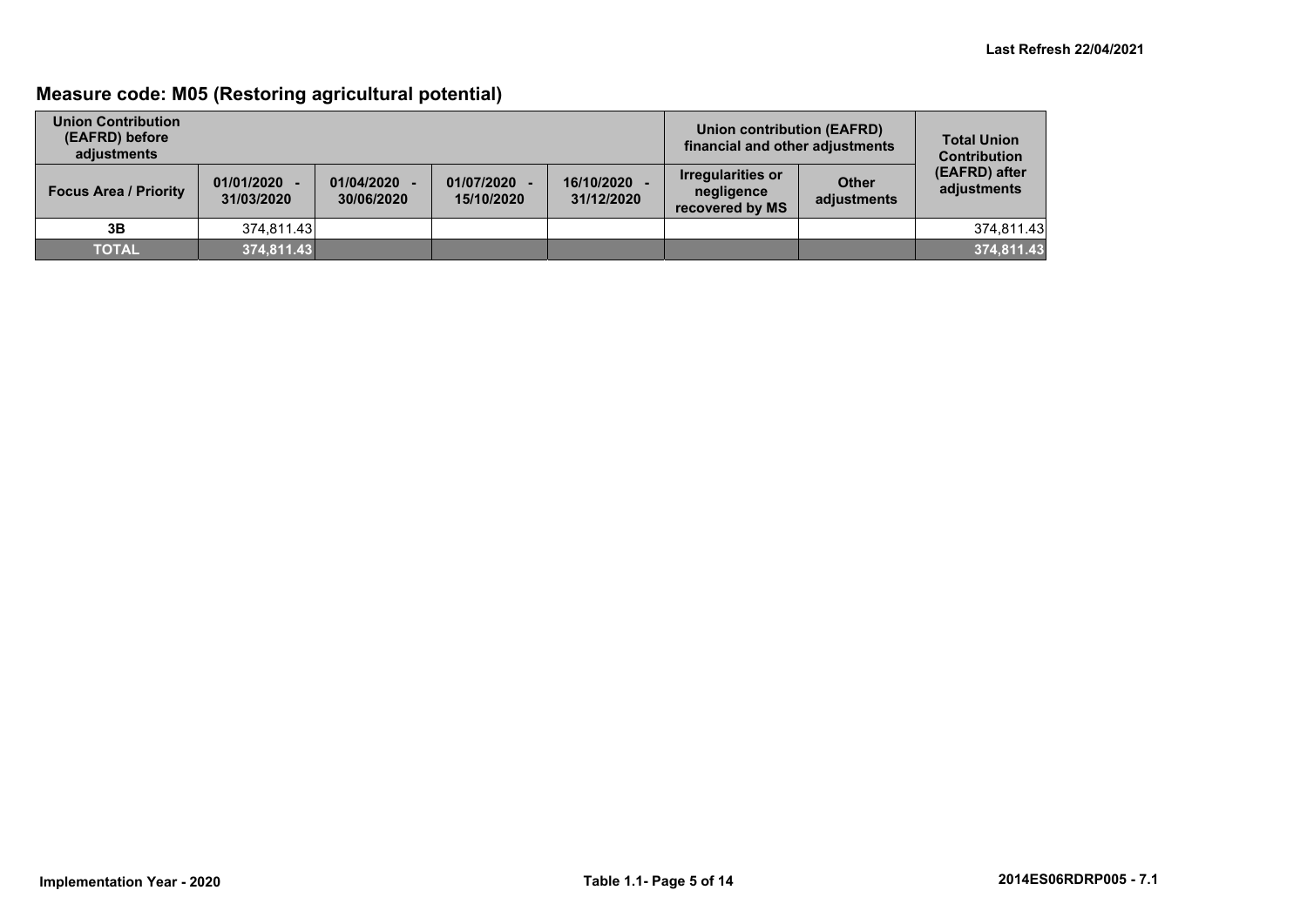## Measure code: M05 (Restoring agricultural potential)

| Union Contribution (EAFRD) before adjustments | | | | | Union contribution (EAFRD) financial and other adjustments | | Total Union Contribution (EAFRD) after adjustments |
|---|---|---|---|---|---|---|---|
| Focus Area / Priority | 01/01/2020 - 31/03/2020 | 01/04/2020 - 30/06/2020 | 01/07/2020 - 15/10/2020 | 16/10/2020 - 31/12/2020 | Irregularities or negligence recovered by MS | Other adjustments | |
| 3B | 374,811.43 | | | | | | 374,811.43 |
| **TOTAL** | **374,811.43** | | | | | | **374,811.43** |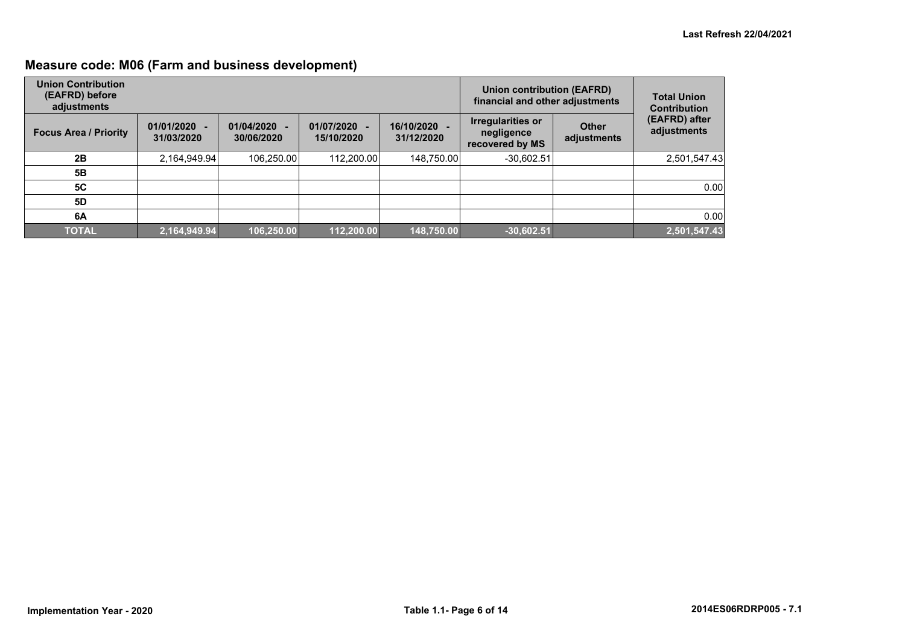## Measure code: M06 (Farm and business development)

| Union Contribution (EAFRD) before adjustments | | | | | Union contribution (EAFRD) financial and other adjustments | | Total Union Contribution (EAFRD) after adjustments |
|---|---|---|---|---|---|---|---|
| Focus Area / Priority | 01/01/2020 - 31/03/2020 | 01/04/2020 - 30/06/2020 | 01/07/2020 - 15/10/2020 | 16/10/2020 - 31/12/2020 | Irregularities or negligence recovered by MS | Other adjustments | |
| 2B | 2,164,949.94 | 106,250.00 | 112,200.00 | 148,750.00 | -30,602.51 | | 2,501,547.43 |
| 5B | | | | | | | |
| 5C | | | | | | | 0.00 |
| 5D | | | | | | | |
| 6A | | | | | | | 0.00 |
| **TOTAL** | **2,164,949.94** | **106,250.00** | **112,200.00** | **148,750.00** | **-30,602.51** | | **2,501,547.43** |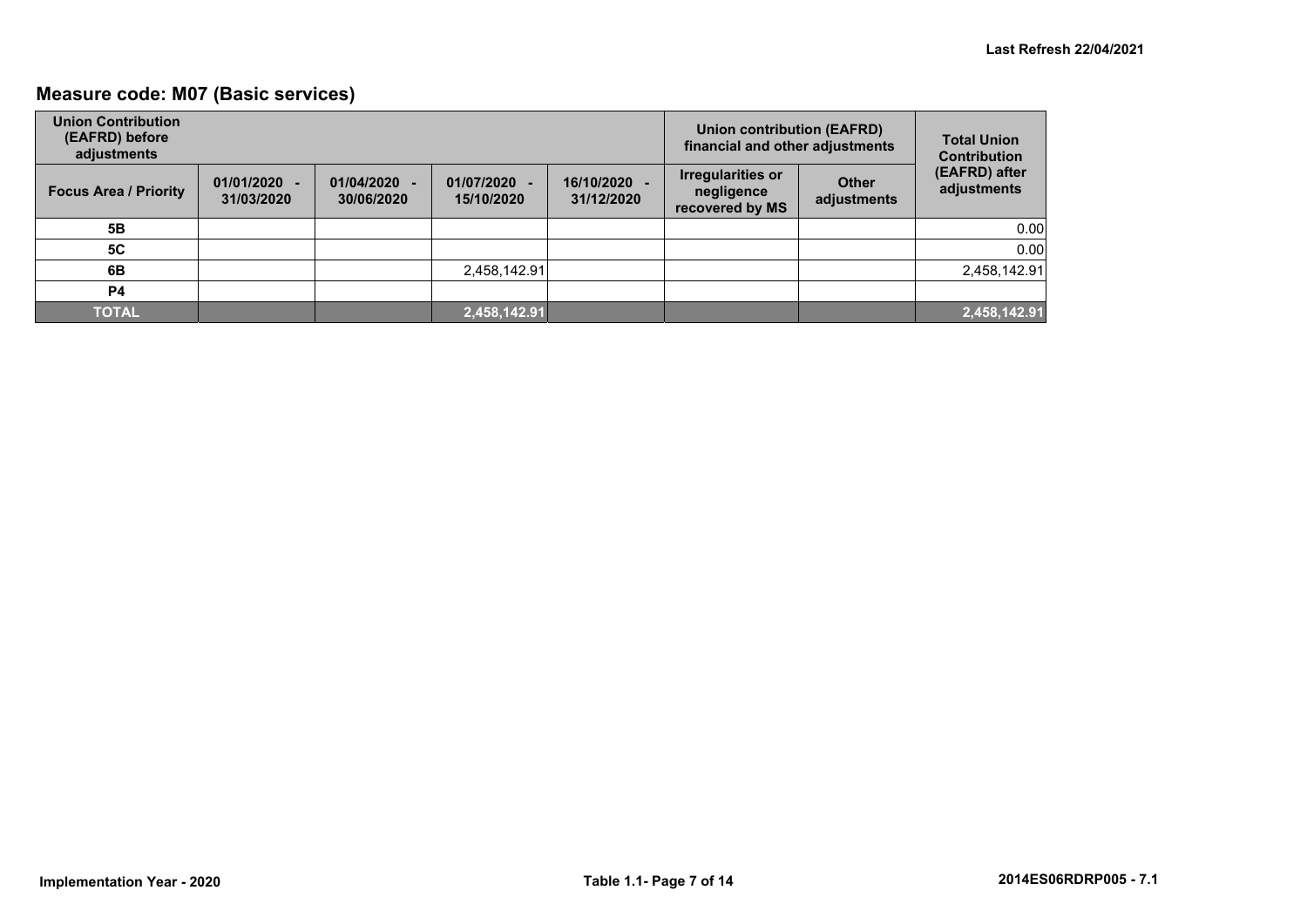## Measure code: M07 (Basic services)

| Union Contribution (EAFRD) before adjustments | | | | | Union contribution (EAFRD) financial and other adjustments | | Total Union Contribution (EAFRD) after adjustments |
|---|---|---|---|---|---|---|---|
| **Focus Area / Priority** | **01/01/2020 - 31/03/2020** | **01/04/2020 - 30/06/2020** | **01/07/2020 - 15/10/2020** | **16/10/2020 - 31/12/2020** | **Irregularities or negligence recovered by MS** | **Other adjustments** | |
| **5B** | | | | | | | 0.00 |
| **5C** | | | | | | | 0.00 |
| **6B** | | | 2,458,142.91 | | | | 2,458,142.91 |
| **P4** | | | | | | | |
| **TOTAL** | | | 2,458,142.91 | | | | 2,458,142.91 |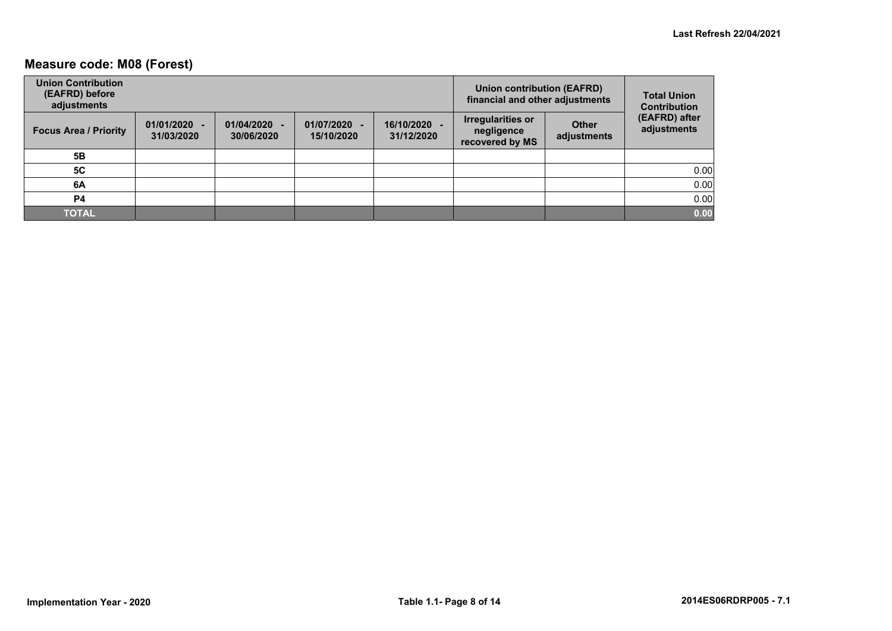## Measure code: M08 (Forest)

| Union Contribution (EAFRD) before adjustments | | | | | Union contribution (EAFRD) financial and other adjustments | | Total Union Contribution (EAFRD) after adjustments |
|---|---|---|---|---|---|---|---|
| Focus Area / Priority | 01/01/2020 - 31/03/2020 | 01/04/2020 - 30/06/2020 | 01/07/2020 - 15/10/2020 | 16/10/2020 - 31/12/2020 | Irregularities or negligence recovered by MS | Other adjustments | |
| 5B | | | | | | | |
| 5C | | | | | | | 0.00 |
| 6A | | | | | | | 0.00 |
| P4 | | | | | | | 0.00 |
| **TOTAL** | | | | | | | **0.00** |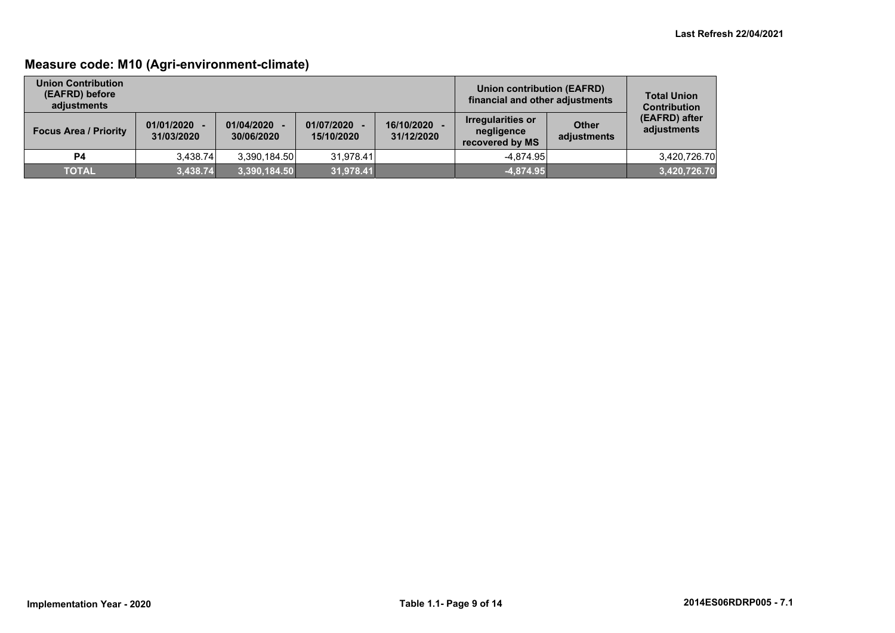## Measure code: M10 (Agri-environment-climate)

| Union Contribution (EAFRD) before adjustments | | | | | Union contribution (EAFRD) financial and other adjustments | | Total Union Contribution (EAFRD) after adjustments |
|---|---|---|---|---|---|---|---|
| Focus Area / Priority | 01/01/2020 - 31/03/2020 | 01/04/2020 - 30/06/2020 | 01/07/2020 - 15/10/2020 | 16/10/2020 - 31/12/2020 | Irregularities or negligence recovered by MS | Other adjustments | |
| **P4** | 3,438.74 | 3,390,184.50 | 31,978.41 | | -4,874.95 | | 3,420,726.70 |
| **TOTAL** | 3,438.74 | 3,390,184.50 | 31,978.41 | | -4,874.95 | | 3,420,726.70 |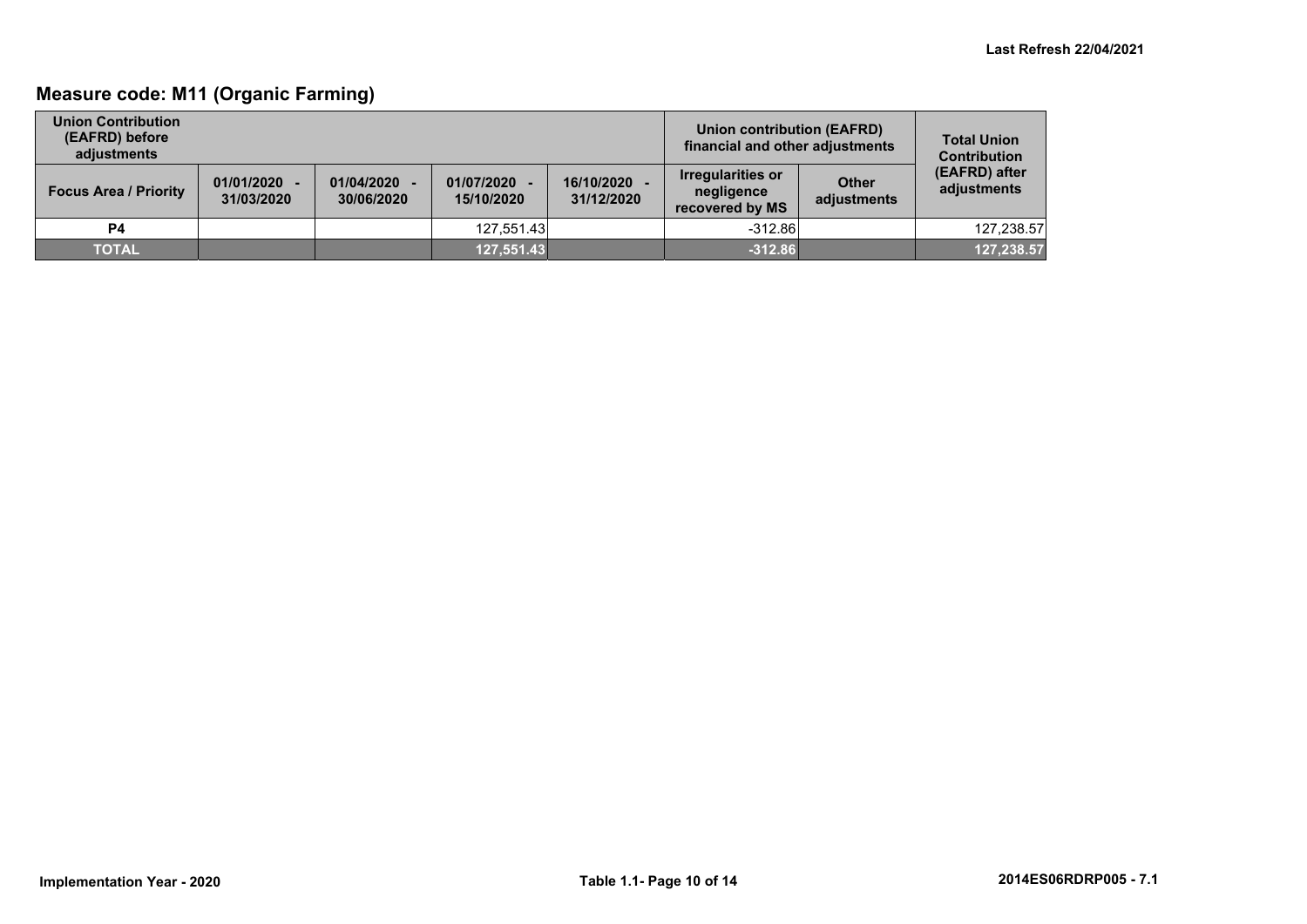Last Refresh 22/04/2021

## Measure code: M11 (Organic Farming)

| Union Contribution (EAFRD) before adjustments | | | | | Union contribution (EAFRD) financial and other adjustments | | Total Union Contribution (EAFRD) after adjustments |
|---|---|---|---|---|---|---|---|
| Focus Area / Priority | 01/01/2020 - 31/03/2020 | 01/04/2020 - 30/06/2020 | 01/07/2020 - 15/10/2020 | 16/10/2020 - 31/12/2020 | Irregularities or negligence recovered by MS | Other adjustments | |
| P4 | | | 127,551.43 | | -312.86 | | 127,238.57 |
| **TOTAL** | | | **127,551.43** | | **-312.86** | | **127,238.57** |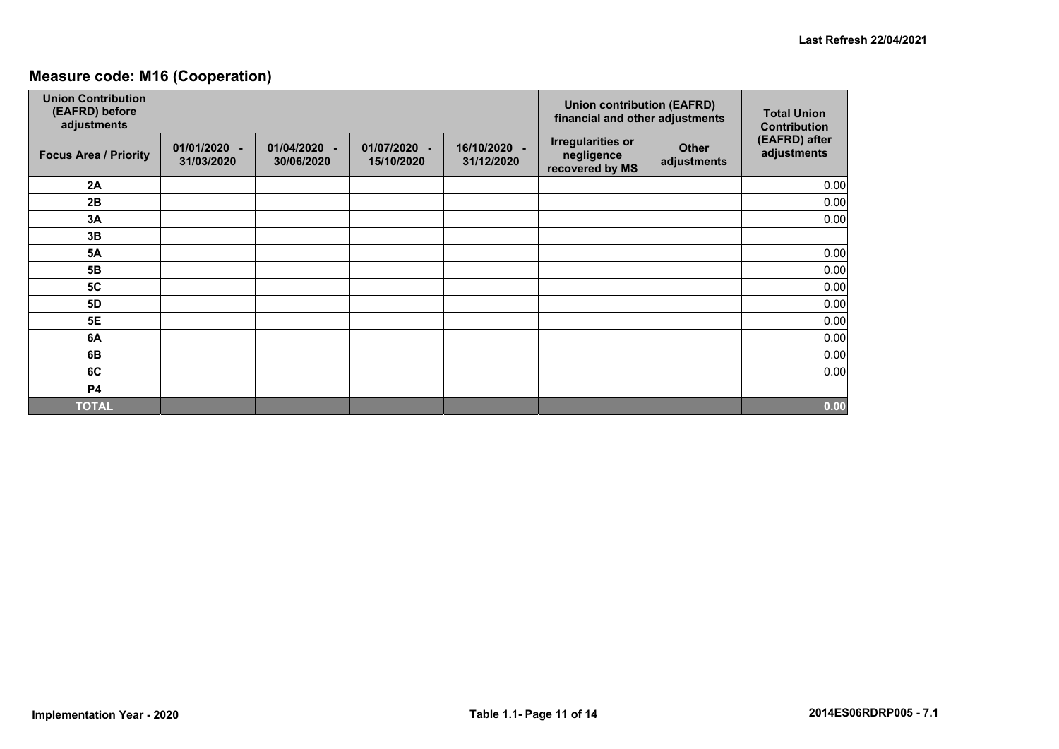## Measure code: M16 (Cooperation)

| Union Contribution (EAFRD) before adjustments | | | | | Union contribution (EAFRD) financial and other adjustments | | Total Union Contribution (EAFRD) after adjustments |
|---|---|---|---|---|---|---|---|
| Focus Area / Priority | 01/01/2020 - 31/03/2020 | 01/04/2020 - 30/06/2020 | 01/07/2020 - 15/10/2020 | 16/10/2020 - 31/12/2020 | Irregularities or negligence recovered by MS | Other adjustments | |
| 2A | | | | | | | 0.00 |
| 2B | | | | | | | 0.00 |
| 3A | | | | | | | 0.00 |
| 3B | | | | | | | |
| 5A | | | | | | | 0.00 |
| 5B | | | | | | | 0.00 |
| 5C | | | | | | | 0.00 |
| 5D | | | | | | | 0.00 |
| 5E | | | | | | | 0.00 |
| 6A | | | | | | | 0.00 |
| 6B | | | | | | | 0.00 |
| 6C | | | | | | | 0.00 |
| P4 | | | | | | | |
| **TOTAL** | | | | | | | **0.00** |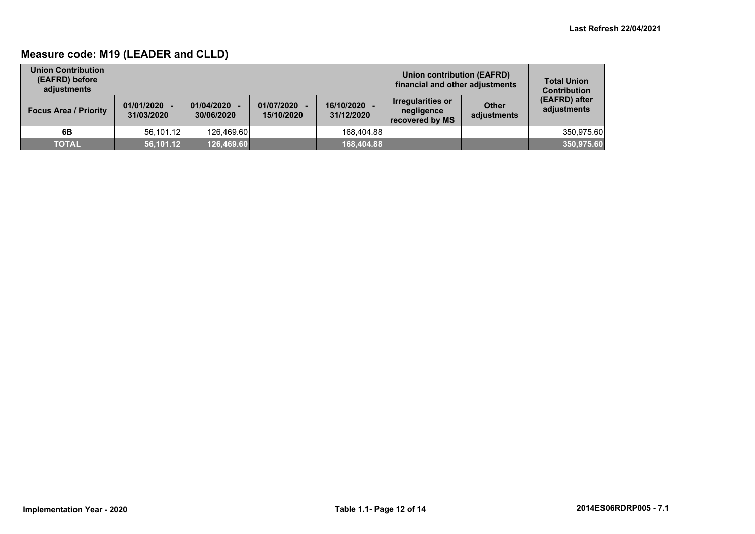Last Refresh 22/04/2021

## Measure code: M19 (LEADER and CLLD)

| Union Contribution (EAFRD) before adjustments | | | | | Union contribution (EAFRD) financial and other adjustments | | Total Union Contribution (EAFRD) after adjustments |
|---|---|---|---|---|---|---|---|
| Focus Area / Priority | 01/01/2020 - 31/03/2020 | 01/04/2020 - 30/06/2020 | 01/07/2020 - 15/10/2020 | 16/10/2020 - 31/12/2020 | Irregularities or negligence recovered by MS | Other adjustments | |
| 6B | 56,101.12 | 126,469.60 | | 168,404.88 | | | 350,975.60 |
| TOTAL | 56,101.12 | 126,469.60 | | 168,404.88 | | | 350,975.60 |

Implementation Year - 2020

2014ES06RDRP005 - 7.1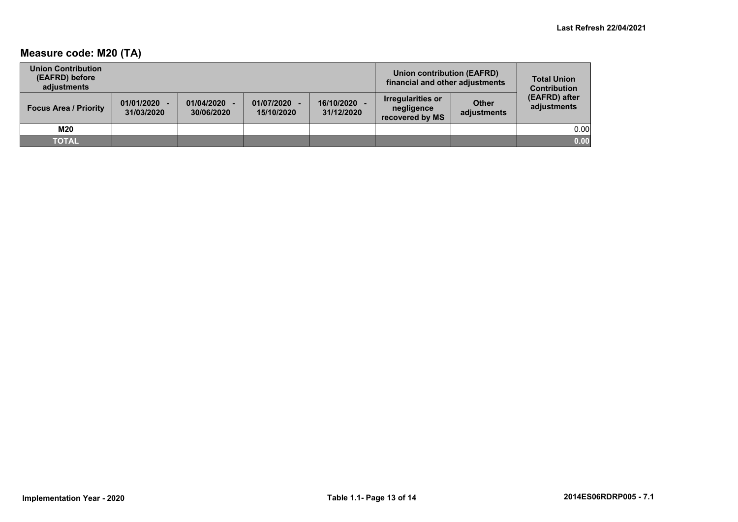## Measure code: M20 (TA)

| Union Contribution (EAFRD) before adjustments | | | | | Union contribution (EAFRD) financial and other adjustments | | Total Union Contribution (EAFRD) after adjustments |
|---|---|---|---|---|---|---|---|
| Focus Area / Priority | 01/01/2020 - 31/03/2020 | 01/04/2020 - 30/06/2020 | 01/07/2020 - 15/10/2020 | 16/10/2020 - 31/12/2020 | Irregularities or negligence recovered by MS | Other adjustments | |
| M20 | | | | | | | 0.00 |
| TOTAL | | | | | | | 0.00 |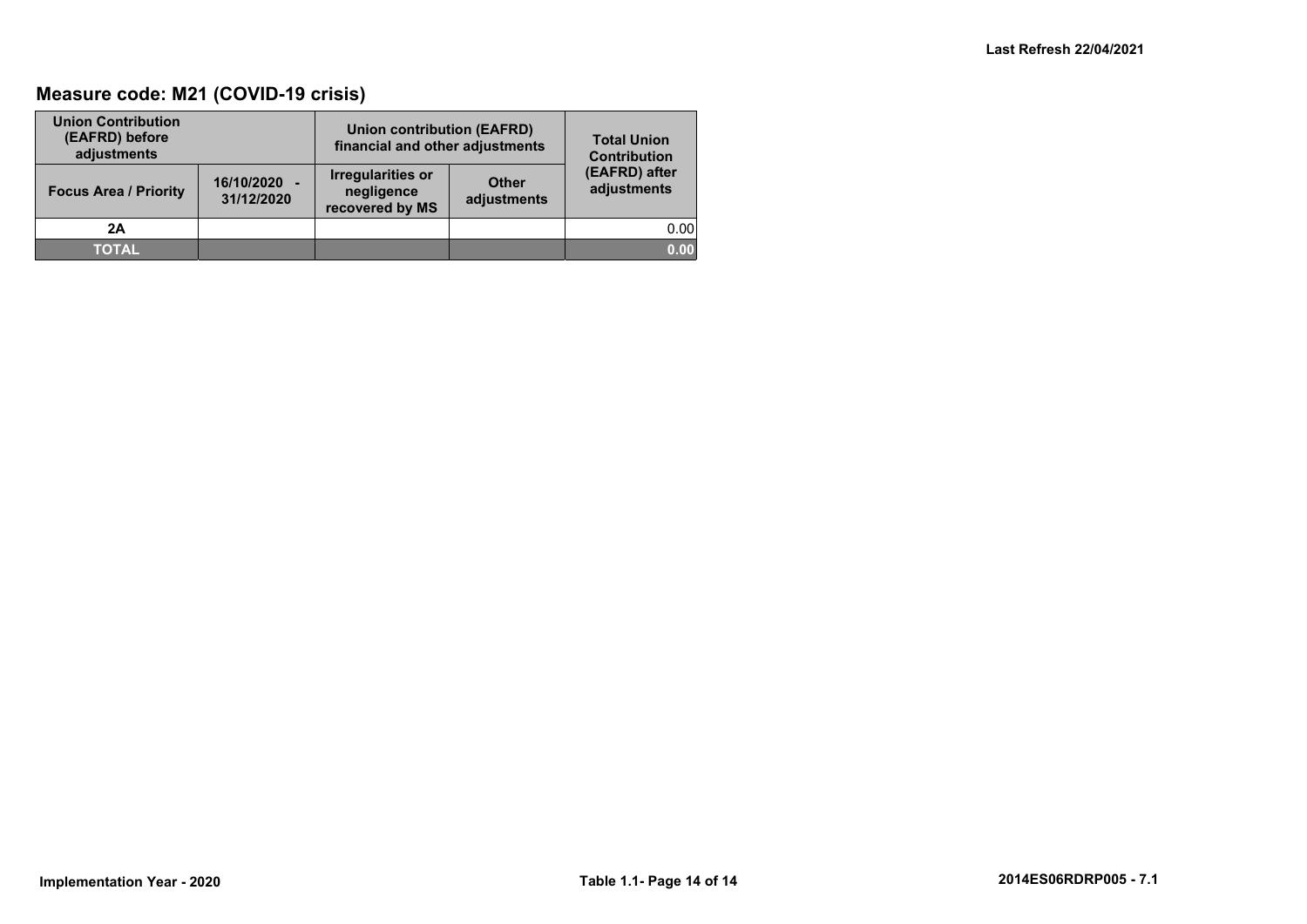## Measure code: M21 (COVID-19 crisis)

| Union Contribution (EAFRD) before adjustments | | Union contribution (EAFRD) financial and other adjustments | | Total Union Contribution (EAFRD) after adjustments |
|---|---|---|---|---|
| Focus Area / Priority | 16/10/2020 - 31/12/2020 | Irregularities or negligence recovered by MS | Other adjustments | |
| 2A | | | | 0.00 |
| **TOTAL** | | | | **0.00** |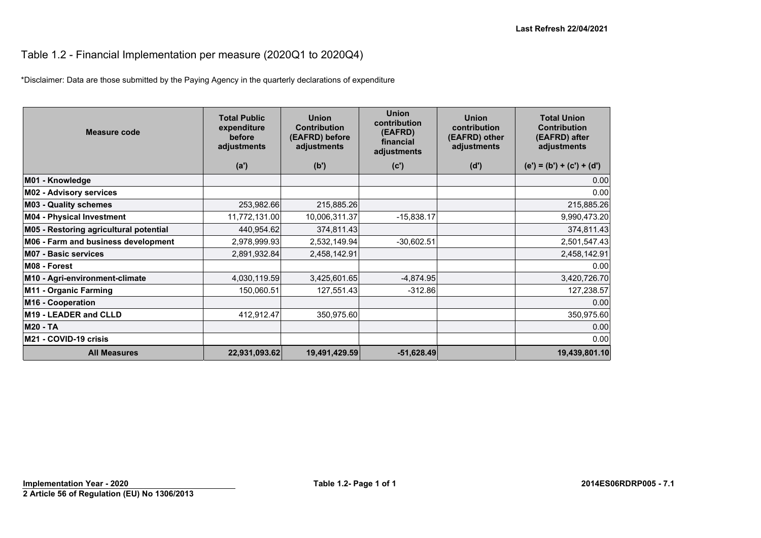Last Refresh 22/04/2021

# Table 1.2 - Financial Implementation per measure (2020Q1 to 2020Q4)

*Disclaimer: Data are those submitted by the Paying Agency in the quarterly declarations of expenditure

| Measure code | Total Public expenditure before adjustments (a') | Union Contribution (EAFRD) before adjustments (b') | Union contribution (EAFRD) financial adjustments (c') | Union contribution (EAFRD) other adjustments (d') | Total Union Contribution (EAFRD) after adjustments (e') = (b') + (c') + (d') |
|---|---|---|---|---|---|
| **M01 - Knowledge** | | | | | 0.00 |
| **M02 - Advisory services** | | | | | 0.00 |
| **M03 - Quality schemes** | 253,982.66 | 215,885.26 | | | 215,885.26 |
| **M04 - Physical Investment** | 11,772,131.00 | 10,006,311.37 | -15,838.17 | | 9,990,473.20 |
| **M05 - Restoring agricultural potential** | 440,954.62 | 374,811.43 | | | 374,811.43 |
| **M06 - Farm and business development** | 2,978,999.93 | 2,532,149.94 | -30,602.51 | | 2,501,547.43 |
| **M07 - Basic services** | 2,891,932.84 | 2,458,142.91 | | | 2,458,142.91 |
| **M08 - Forest** | | | | | 0.00 |
| **M10 - Agri-environment-climate** | 4,030,119.59 | 3,425,601.65 | -4,874.95 | | 3,420,726.70 |
| **M11 - Organic Farming** | 150,060.51 | 127,551.43 | -312.86 | | 127,238.57 |
| **M16 - Cooperation** | | | | | 0.00 |
| **M19 - LEADER and CLLD** | 412,912.47 | 350,975.60 | | | 350,975.60 |
| **M20 - TA** | | | | | 0.00 |
| **M21 - COVID-19 crisis** | | | | | 0.00 |
| **All Measures** | **22,931,093.62** | **19,491,429.59** | **-51,628.49** | | **19,439,801.10** |

**Implementation Year - 2020**
**2 Article 56 of Regulation (EU) No 1306/2013**

**2014ES06RDRP005 - 7.1**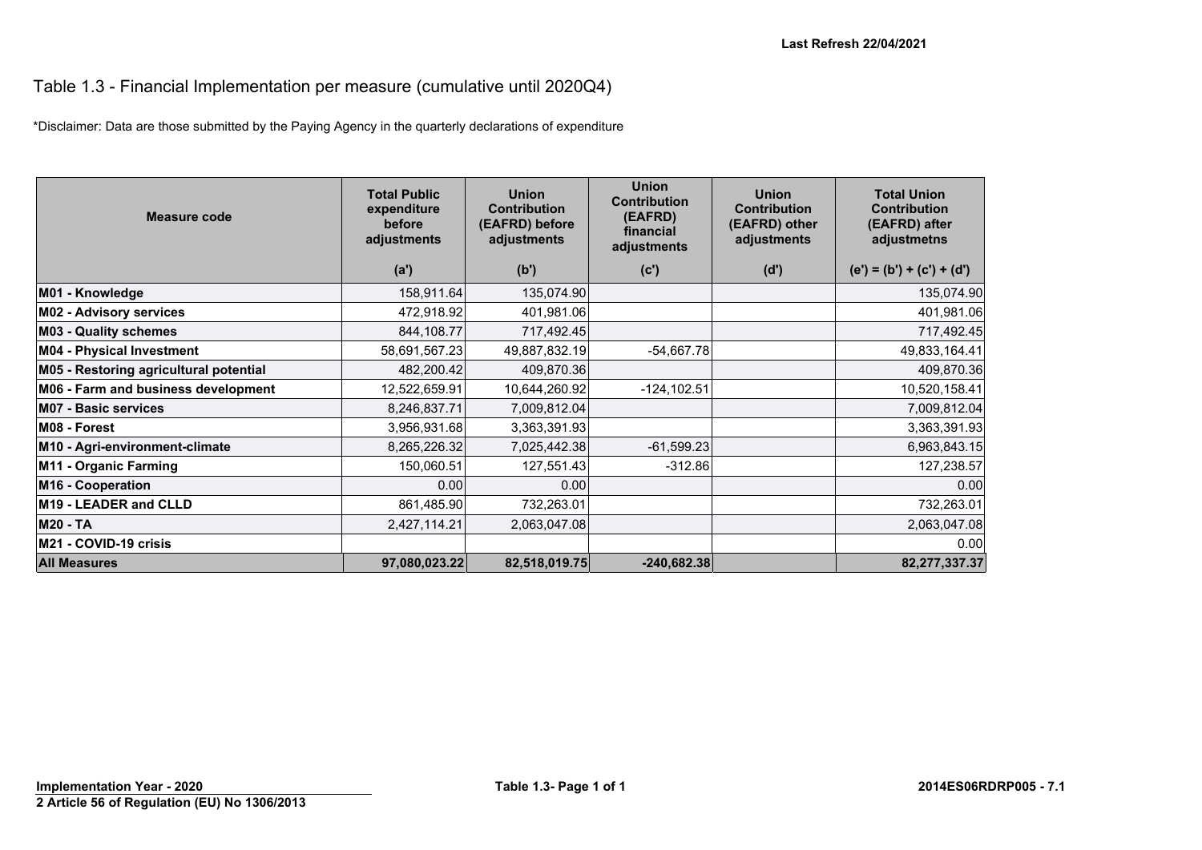Last Refresh 22/04/2021

# Table 1.3 - Financial Implementation per measure (cumulative until 2020Q4)

*Disclaimer: Data are those submitted by the Paying Agency in the quarterly declarations of expenditure

| Measure code | Total Public expenditure before adjustments | Union Contribution (EAFRD) before adjustments | Union Contribution (EAFRD) financial adjustments | Union Contribution (EAFRD) other adjustments | Total Union Contribution (EAFRD) after adjustmetns |
|---|---|---|---|---|---|
| | (a') | (b') | (c') | (d') | (e') = (b') + (c') + (d') |
| **M01 - Knowledge** | 158,911.64 | 135,074.90 | | | 135,074.90 |
| **M02 - Advisory services** | 472,918.92 | 401,981.06 | | | 401,981.06 |
| **M03 - Quality schemes** | 844,108.77 | 717,492.45 | | | 717,492.45 |
| **M04 - Physical Investment** | 58,691,567.23 | 49,887,832.19 | -54,667.78 | | 49,833,164.41 |
| **M05 - Restoring agricultural potential** | 482,200.42 | 409,870.36 | | | 409,870.36 |
| **M06 - Farm and business development** | 12,522,659.91 | 10,644,260.92 | -124,102.51 | | 10,520,158.41 |
| **M07 - Basic services** | 8,246,837.71 | 7,009,812.04 | | | 7,009,812.04 |
| **M08 - Forest** | 3,956,931.68 | 3,363,391.93 | | | 3,363,391.93 |
| **M10 - Agri-environment-climate** | 8,265,226.32 | 7,025,442.38 | -61,599.23 | | 6,963,843.15 |
| **M11 - Organic Farming** | 150,060.51 | 127,551.43 | -312.86 | | 127,238.57 |
| **M16 - Cooperation** | 0.00 | 0.00 | | | 0.00 |
| **M19 - LEADER and CLLD** | 861,485.90 | 732,263.01 | | | 732,263.01 |
| **M20 - TA** | 2,427,114.21 | 2,063,047.08 | | | 2,063,047.08 |
| **M21 - COVID-19 crisis** | | | | | 0.00 |
| **All Measures** | **97,080,023.22** | **82,518,019.75** | **-240,682.38** | | **82,277,337.37** |

**Implementation Year - 2020**

**2 Article 56 of Regulation (EU) No 1306/2013**

**2014ES06RDRP005 - 7.1**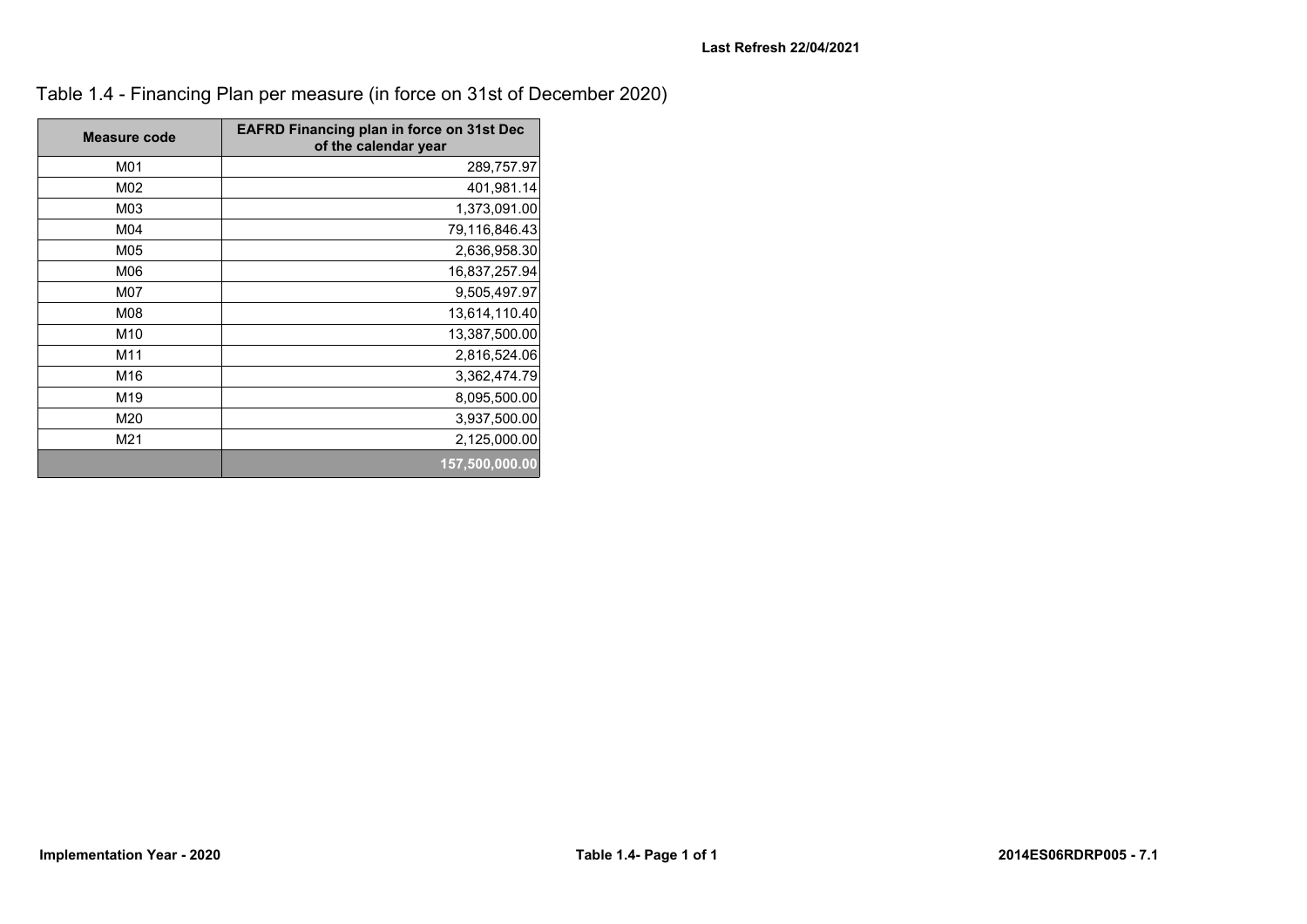# Table 1.4 - Financing Plan per measure (in force on 31st of December 2020)

| Measure code | EAFRD Financing plan in force on 31st Dec of the calendar year |
|---|---|
| M01 | 289,757.97 |
| M02 | 401,981.14 |
| M03 | 1,373,091.00 |
| M04 | 79,116,846.43 |
| M05 | 2,636,958.30 |
| M06 | 16,837,257.94 |
| M07 | 9,505,497.97 |
| M08 | 13,614,110.40 |
| M10 | 13,387,500.00 |
| M11 | 2,816,524.06 |
| M16 | 3,362,474.79 |
| M19 | 8,095,500.00 |
| M20 | 3,937,500.00 |
| M21 | 2,125,000.00 |
| | **157,500,000.00** |